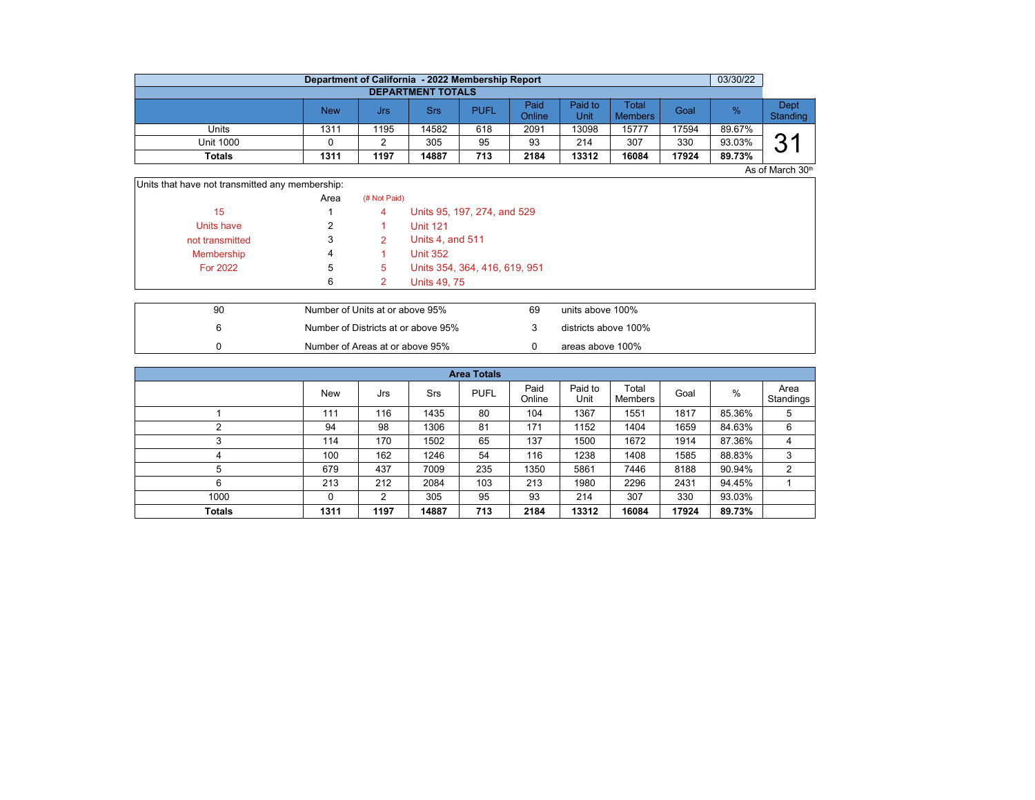| Department of California - 2022 Membership Report | | | | | | | | | | 03/30/22 |
|---|---|---|---|---|---|---|---|---|---|---|
| DEPARTMENT TOTALS | | | | | | | | | | |
| | New | Jrs | Srs | PUFL | Paid Online | Paid to Unit | Total Members | Goal | % | Dept Standing |
| Units | 1311 | 1195 | 14582 | 618 | 2091 | 13098 | 15777 | 17594 | 89.67% | 31 |
| Unit 1000 | 0 | 2 | 305 | 95 | 93 | 214 | 307 | 330 | 93.03% | |
| **Totals** | **1311** | **1197** | **14887** | **713** | **2184** | **13312** | **16084** | **17924** | **89.73%** | |

As of March 30th

Units that have not transmitted any membership:

| | Area | (# Not Paid) | |
|---|---|---|---|
| 15 | 1 | 4 | Units 95, 197, 274, and 529 |
| Units have | 2 | 1 | Unit 121 |
| not transmitted | 3 | 2 | Units 4, and 511 |
| Membership | 4 | 1 | Unit 352 |
| For 2022 | 5 | 5 | Units 354, 364, 416, 619, 951 |
| | 6 | 2 | Units 49, 75 |

| | | | |
|---|---|---|---|
| 90 | Number of Units at or above 95% | 69 | units above 100% |
| 6 | Number of Districts at or above 95% | 3 | districts above 100% |
| 0 | Number of Areas at or above 95% | 0 | areas above 100% |

| Area Totals | | | | | | | | | | |
|---|---|---|---|---|---|---|---|---|---|---|
| | New | Jrs | Srs | PUFL | Paid Online | Paid to Unit | Total Members | Goal | % | Area Standings |
| 1 | 111 | 116 | 1435 | 80 | 104 | 1367 | 1551 | 1817 | 85.36% | 5 |
| 2 | 94 | 98 | 1306 | 81 | 171 | 1152 | 1404 | 1659 | 84.63% | 6 |
| 3 | 114 | 170 | 1502 | 65 | 137 | 1500 | 1672 | 1914 | 87.36% | 4 |
| 4 | 100 | 162 | 1246 | 54 | 116 | 1238 | 1408 | 1585 | 88.83% | 3 |
| 5 | 679 | 437 | 7009 | 235 | 1350 | 5861 | 7446 | 8188 | 90.94% | 2 |
| 6 | 213 | 212 | 2084 | 103 | 213 | 1980 | 2296 | 2431 | 94.45% | 1 |
| 1000 | 0 | 2 | 305 | 95 | 93 | 214 | 307 | 330 | 93.03% | |
| **Totals** | **1311** | **1197** | **14887** | **713** | **2184** | **13312** | **16084** | **17924** | **89.73%** | |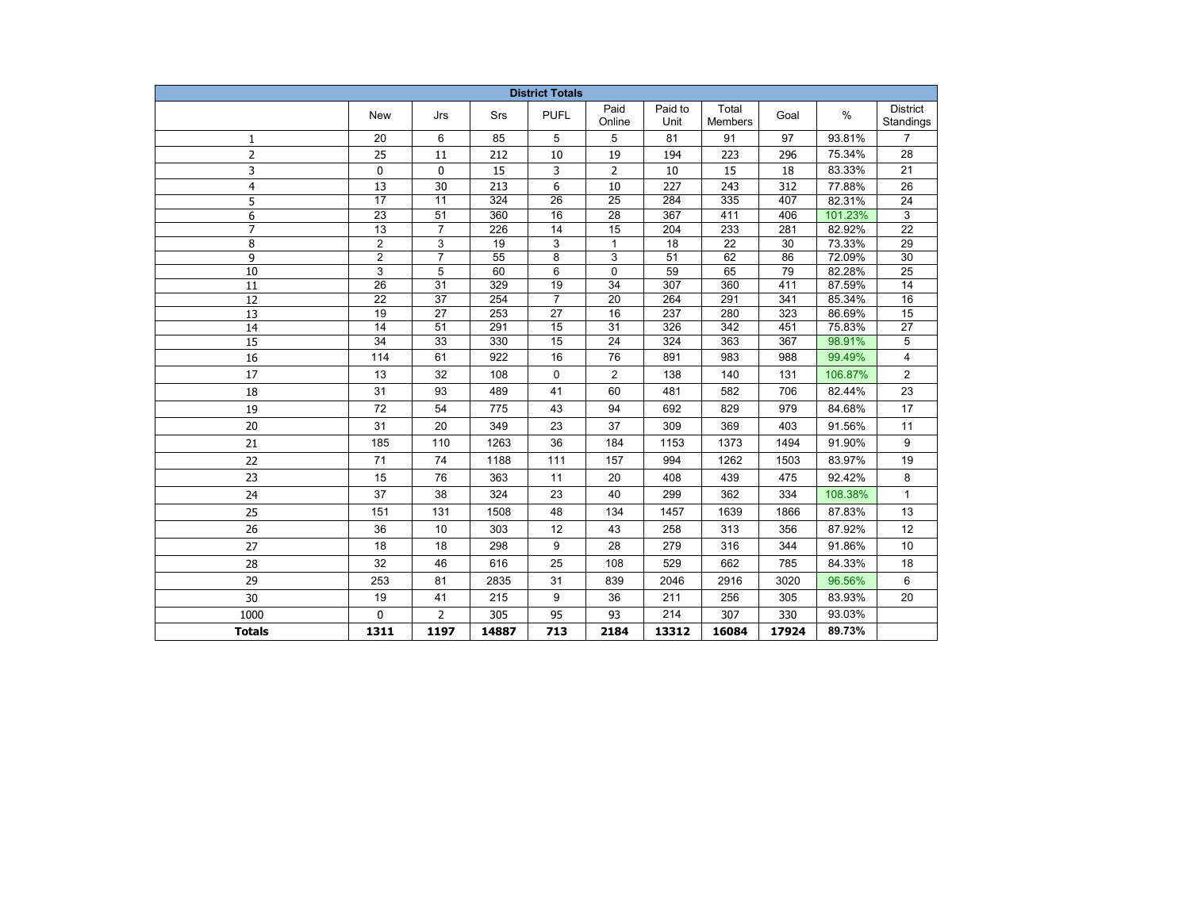| District Totals | | | | | | | | | | |
|---|---|---|---|---|---|---|---|---|---|---|
| | New | Jrs | Srs | PUFL | Paid Online | Paid to Unit | Total Members | Goal | % | District Standings |
| 1 | 20 | 6 | 85 | 5 | 5 | 81 | 91 | 97 | 93.81% | 7 |
| 2 | 25 | 11 | 212 | 10 | 19 | 194 | 223 | 296 | 75.34% | 28 |
| 3 | 0 | 0 | 15 | 3 | 2 | 10 | 15 | 18 | 83.33% | 21 |
| 4 | 13 | 30 | 213 | 6 | 10 | 227 | 243 | 312 | 77.88% | 26 |
| 5 | 17 | 11 | 324 | 26 | 25 | 284 | 335 | 407 | 82.31% | 24 |
| 6 | 23 | 51 | 360 | 16 | 28 | 367 | 411 | 406 | 101.23% | 3 |
| 7 | 13 | 7 | 226 | 14 | 15 | 204 | 233 | 281 | 82.92% | 22 |
| 8 | 2 | 3 | 19 | 3 | 1 | 18 | 22 | 30 | 73.33% | 29 |
| 9 | 2 | 7 | 55 | 8 | 3 | 51 | 62 | 86 | 72.09% | 30 |
| 10 | 3 | 5 | 60 | 6 | 0 | 59 | 65 | 79 | 82.28% | 25 |
| 11 | 26 | 31 | 329 | 19 | 34 | 307 | 360 | 411 | 87.59% | 14 |
| 12 | 22 | 37 | 254 | 7 | 20 | 264 | 291 | 341 | 85.34% | 16 |
| 13 | 19 | 27 | 253 | 27 | 16 | 237 | 280 | 323 | 86.69% | 15 |
| 14 | 14 | 51 | 291 | 15 | 31 | 326 | 342 | 451 | 75.83% | 27 |
| 15 | 34 | 33 | 330 | 15 | 24 | 324 | 363 | 367 | 98.91% | 5 |
| 16 | 114 | 61 | 922 | 16 | 76 | 891 | 983 | 988 | 99.49% | 4 |
| 17 | 13 | 32 | 108 | 0 | 2 | 138 | 140 | 131 | 106.87% | 2 |
| 18 | 31 | 93 | 489 | 41 | 60 | 481 | 582 | 706 | 82.44% | 23 |
| 19 | 72 | 54 | 775 | 43 | 94 | 692 | 829 | 979 | 84.68% | 17 |
| 20 | 31 | 20 | 349 | 23 | 37 | 309 | 369 | 403 | 91.56% | 11 |
| 21 | 185 | 110 | 1263 | 36 | 184 | 1153 | 1373 | 1494 | 91.90% | 9 |
| 22 | 71 | 74 | 1188 | 111 | 157 | 994 | 1262 | 1503 | 83.97% | 19 |
| 23 | 15 | 76 | 363 | 11 | 20 | 408 | 439 | 475 | 92.42% | 8 |
| 24 | 37 | 38 | 324 | 23 | 40 | 299 | 362 | 334 | 108.38% | 1 |
| 25 | 151 | 131 | 1508 | 48 | 134 | 1457 | 1639 | 1866 | 87.83% | 13 |
| 26 | 36 | 10 | 303 | 12 | 43 | 258 | 313 | 356 | 87.92% | 12 |
| 27 | 18 | 18 | 298 | 9 | 28 | 279 | 316 | 344 | 91.86% | 10 |
| 28 | 32 | 46 | 616 | 25 | 108 | 529 | 662 | 785 | 84.33% | 18 |
| 29 | 253 | 81 | 2835 | 31 | 839 | 2046 | 2916 | 3020 | 96.56% | 6 |
| 30 | 19 | 41 | 215 | 9 | 36 | 211 | 256 | 305 | 83.93% | 20 |
| 1000 | 0 | 2 | 305 | 95 | 93 | 214 | 307 | 330 | 93.03% | |
| **Totals** | **1311** | **1197** | **14887** | **713** | **2184** | **13312** | **16084** | **17924** | **89.73%** | |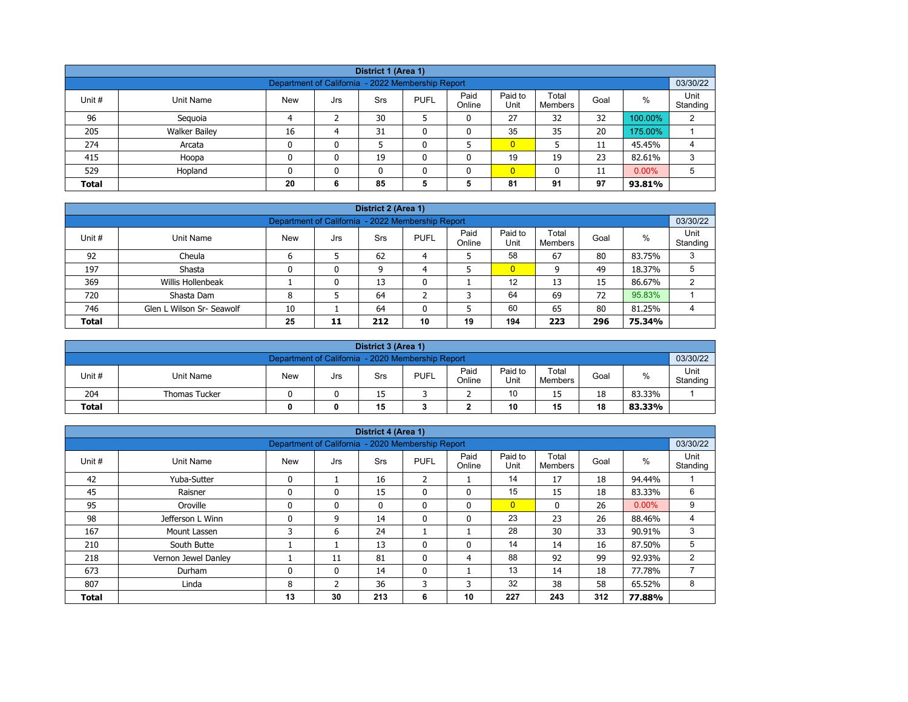| District 1 (Area 1) | | | | | | | | | | |
|---|---|---|---|---|---|---|---|---|---|---|
| Department of California - 2022 Membership Report | | | | | | | | | | 03/30/22 |
| Unit # | Unit Name | New | Jrs | Srs | PUFL | Paid Online | Paid to Unit | Total Members | Goal | % | Unit Standing |
| 96 | Sequoia | 4 | 2 | 30 | 5 | 0 | 27 | 32 | 32 | 100.00% | 2 |
| 205 | Walker Bailey | 16 | 4 | 31 | 0 | 0 | 35 | 35 | 20 | 175.00% | 1 |
| 274 | Arcata | 0 | 0 | 5 | 0 | 5 | 0 | 5 | 11 | 45.45% | 4 |
| 415 | Hoopa | 0 | 0 | 19 | 0 | 0 | 19 | 19 | 23 | 82.61% | 3 |
| 529 | Hopland | 0 | 0 | 0 | 0 | 0 | 0 | 0 | 11 | 0.00% | 5 |
| **Total** | | **20** | **6** | **85** | **5** | **5** | **81** | **91** | **97** | **93.81%** | |

| District 2 (Area 1) | | | | | | | | | | | |
|---|---|---|---|---|---|---|---|---|---|---|---|
| Department of California - 2022 Membership Report | | | | | | | | | | | 03/30/22 |
| Unit # | Unit Name | New | Jrs | Srs | PUFL | Paid Online | Paid to Unit | Total Members | Goal | % | Unit Standing |
| 92 | Cheula | 6 | 5 | 62 | 4 | 5 | 58 | 67 | 80 | 83.75% | 3 |
| 197 | Shasta | 0 | 0 | 9 | 4 | 5 | 0 | 9 | 49 | 18.37% | 5 |
| 369 | Willis Hollenbeak | 1 | 0 | 13 | 0 | 1 | 12 | 13 | 15 | 86.67% | 2 |
| 720 | Shasta Dam | 8 | 5 | 64 | 2 | 3 | 64 | 69 | 72 | 95.83% | 1 |
| 746 | Glen L Wilson Sr- Seawolf | 10 | 1 | 64 | 0 | 5 | 60 | 65 | 80 | 81.25% | 4 |
| **Total** | | **25** | **11** | **212** | **10** | **19** | **194** | **223** | **296** | **75.34%** | |

| District 3 (Area 1) | | | | | | | | | | | |
|---|---|---|---|---|---|---|---|---|---|---|---|
| Department of California - 2020 Membership Report | | | | | | | | | | | 03/30/22 |
| Unit # | Unit Name | New | Jrs | Srs | PUFL | Paid Online | Paid to Unit | Total Members | Goal | % | Unit Standing |
| 204 | Thomas Tucker | 0 | 0 | 15 | 3 | 2 | 10 | 15 | 18 | 83.33% | 1 |
| **Total** | | **0** | **0** | **15** | **3** | **2** | **10** | **15** | **18** | **83.33%** | |

| District 4 (Area 1) | | | | | | | | | | | |
|---|---|---|---|---|---|---|---|---|---|---|---|
| Department of California - 2020 Membership Report | | | | | | | | | | | 03/30/22 |
| Unit # | Unit Name | New | Jrs | Srs | PUFL | Paid Online | Paid to Unit | Total Members | Goal | % | Unit Standing |
| 42 | Yuba-Sutter | 0 | 1 | 16 | 2 | 1 | 14 | 17 | 18 | 94.44% | 1 |
| 45 | Raisner | 0 | 0 | 15 | 0 | 0 | 15 | 15 | 18 | 83.33% | 6 |
| 95 | Oroville | 0 | 0 | 0 | 0 | 0 | 0 | 0 | 26 | 0.00% | 9 |
| 98 | Jefferson L Winn | 0 | 9 | 14 | 0 | 0 | 23 | 23 | 26 | 88.46% | 4 |
| 167 | Mount Lassen | 3 | 6 | 24 | 1 | 1 | 28 | 30 | 33 | 90.91% | 3 |
| 210 | South Butte | 1 | 1 | 13 | 0 | 0 | 14 | 14 | 16 | 87.50% | 5 |
| 218 | Vernon Jewel Danley | 1 | 11 | 81 | 0 | 4 | 88 | 92 | 99 | 92.93% | 2 |
| 673 | Durham | 0 | 0 | 14 | 0 | 1 | 13 | 14 | 18 | 77.78% | 7 |
| 807 | Linda | 8 | 2 | 36 | 3 | 3 | 32 | 38 | 58 | 65.52% | 8 |
| **Total** | | **13** | **30** | **213** | **6** | **10** | **227** | **243** | **312** | **77.88%** | |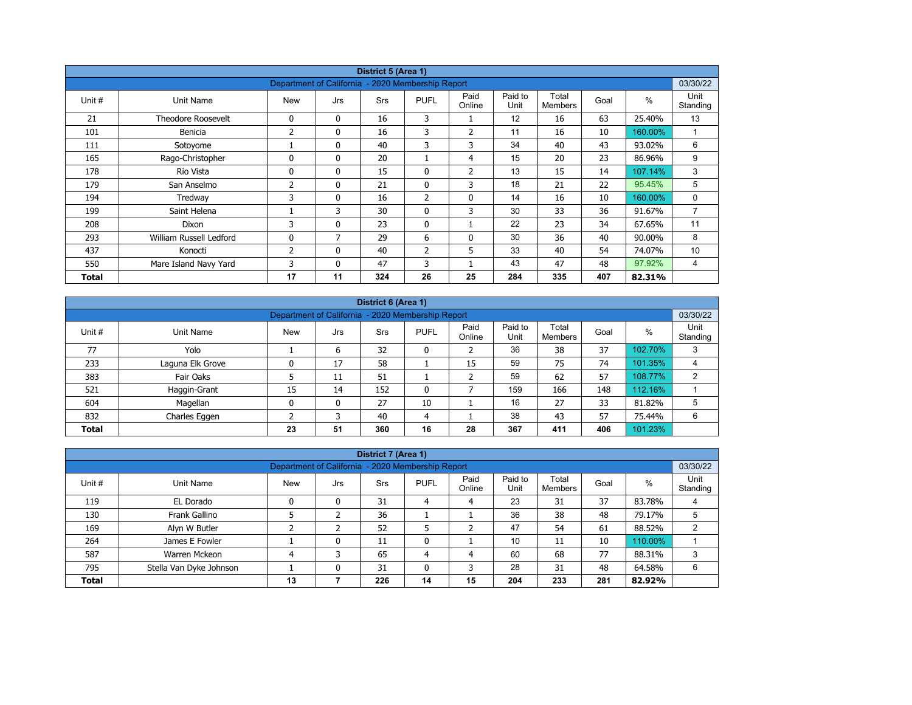| District 5 (Area 1) | | | | | | | | | | | |
|---|---|---|---|---|---|---|---|---|---|---|---|
| Department of California - 2020 Membership Report | | | | | | | | | | | 03/30/22 |
| Unit # | Unit Name | New | Jrs | Srs | PUFL | Paid Online | Paid to Unit | Total Members | Goal | % | Unit Standing |
| 21 | Theodore Roosevelt | 0 | 0 | 16 | 3 | 1 | 12 | 16 | 63 | 25.40% | 13 |
| 101 | Benicia | 2 | 0 | 16 | 3 | 2 | 11 | 16 | 10 | 160.00% | 1 |
| 111 | Sotoyome | 1 | 0 | 40 | 3 | 3 | 34 | 40 | 43 | 93.02% | 6 |
| 165 | Rago-Christopher | 0 | 0 | 20 | 1 | 4 | 15 | 20 | 23 | 86.96% | 9 |
| 178 | Rio Vista | 0 | 0 | 15 | 0 | 2 | 13 | 15 | 14 | 107.14% | 3 |
| 179 | San Anselmo | 2 | 0 | 21 | 0 | 3 | 18 | 21 | 22 | 95.45% | 5 |
| 194 | Tredway | 3 | 0 | 16 | 2 | 0 | 14 | 16 | 10 | 160.00% | 0 |
| 199 | Saint Helena | 1 | 3 | 30 | 0 | 3 | 30 | 33 | 36 | 91.67% | 7 |
| 208 | Dixon | 3 | 0 | 23 | 0 | 1 | 22 | 23 | 34 | 67.65% | 11 |
| 293 | William Russell Ledford | 0 | 7 | 29 | 6 | 0 | 30 | 36 | 40 | 90.00% | 8 |
| 437 | Konocti | 2 | 0 | 40 | 2 | 5 | 33 | 40 | 54 | 74.07% | 10 |
| 550 | Mare Island Navy Yard | 3 | 0 | 47 | 3 | 1 | 43 | 47 | 48 | 97.92% | 4 |
| **Total** | | **17** | **11** | **324** | **26** | **25** | **284** | **335** | **407** | **82.31%** | |

| District 6 (Area 1) | | | | | | | | | | | |
|---|---|---|---|---|---|---|---|---|---|---|---|
| Department of California - 2020 Membership Report | | | | | | | | | | | 03/30/22 |
| Unit # | Unit Name | New | Jrs | Srs | PUFL | Paid Online | Paid to Unit | Total Members | Goal | % | Unit Standing |
| 77 | Yolo | 1 | 6 | 32 | 0 | 2 | 36 | 38 | 37 | 102.70% | 3 |
| 233 | Laguna Elk Grove | 0 | 17 | 58 | 1 | 15 | 59 | 75 | 74 | 101.35% | 4 |
| 383 | Fair Oaks | 5 | 11 | 51 | 1 | 2 | 59 | 62 | 57 | 108.77% | 2 |
| 521 | Haggin-Grant | 15 | 14 | 152 | 0 | 7 | 159 | 166 | 148 | 112.16% | 1 |
| 604 | Magellan | 0 | 0 | 27 | 10 | 1 | 16 | 27 | 33 | 81.82% | 5 |
| 832 | Charles Eggen | 2 | 3 | 40 | 4 | 1 | 38 | 43 | 57 | 75.44% | 6 |
| **Total** | | **23** | **51** | **360** | **16** | **28** | **367** | **411** | **406** | **101.23%** | |

| District 7 (Area 1) | | | | | | | | | | | |
|---|---|---|---|---|---|---|---|---|---|---|---|
| Department of California - 2020 Membership Report | | | | | | | | | | | 03/30/22 |
| Unit # | Unit Name | New | Jrs | Srs | PUFL | Paid Online | Paid to Unit | Total Members | Goal | % | Unit Standing |
| 119 | EL Dorado | 0 | 0 | 31 | 4 | 4 | 23 | 31 | 37 | 83.78% | 4 |
| 130 | Frank Gallino | 5 | 2 | 36 | 1 | 1 | 36 | 38 | 48 | 79.17% | 5 |
| 169 | Alyn W Butler | 2 | 2 | 52 | 5 | 2 | 47 | 54 | 61 | 88.52% | 2 |
| 264 | James E Fowler | 1 | 0 | 11 | 0 | 1 | 10 | 11 | 10 | 110.00% | 1 |
| 587 | Warren Mckeon | 4 | 3 | 65 | 4 | 4 | 60 | 68 | 77 | 88.31% | 3 |
| 795 | Stella Van Dyke Johnson | 1 | 0 | 31 | 0 | 3 | 28 | 31 | 48 | 64.58% | 6 |
| **Total** | | **13** | **7** | **226** | **14** | **15** | **204** | **233** | **281** | **82.92%** | |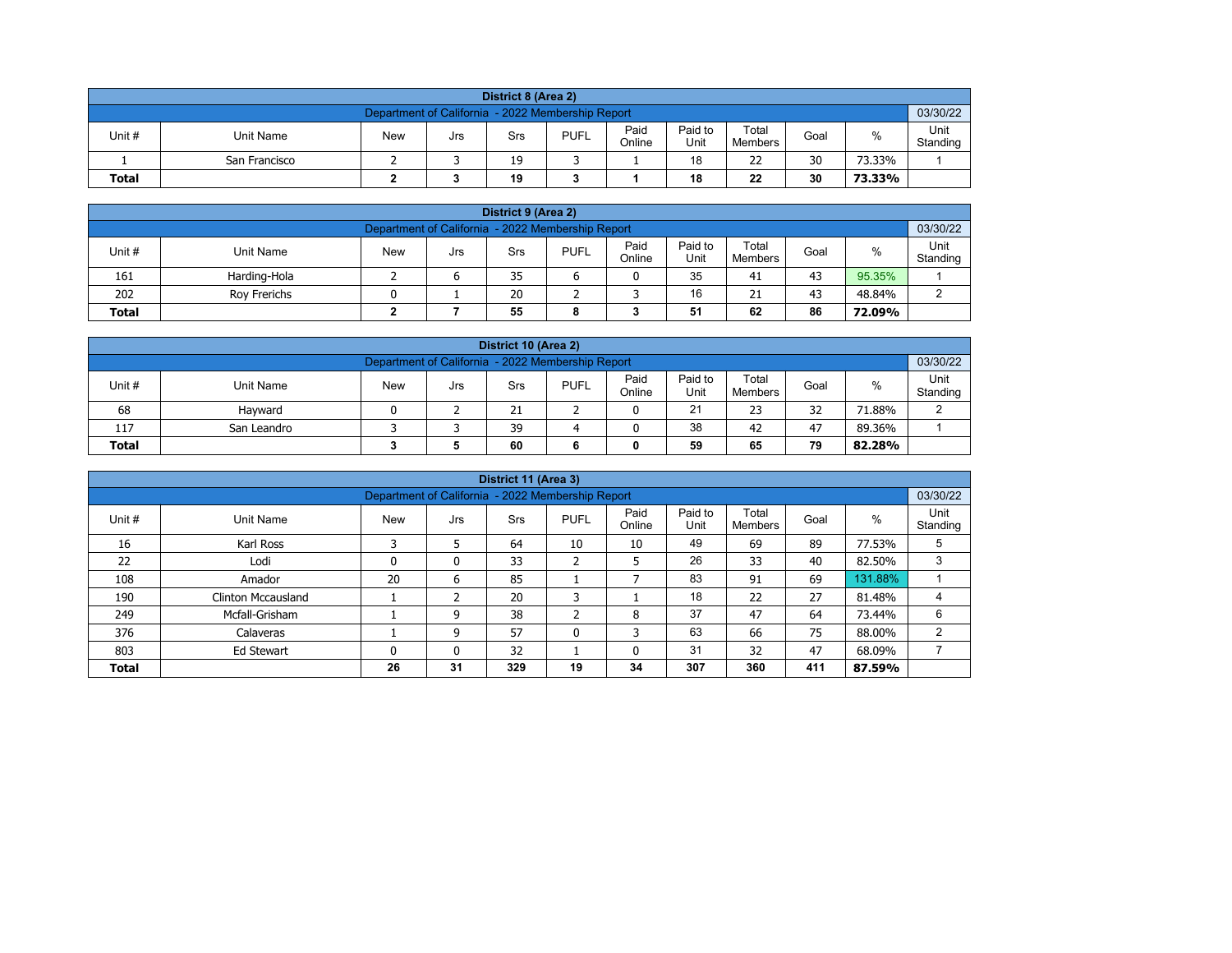| District 8 (Area 2) | | | | | | | | | | |
|---|---|---|---|---|---|---|---|---|---|---|
| Department of California - 2022 Membership Report | | | | | | | | | | 03/30/22 |
| Unit # | Unit Name | New | Jrs | Srs | PUFL | Paid Online | Paid to Unit | Total Members | Goal | % | Unit Standing |
| 1 | San Francisco | 2 | 3 | 19 | 3 | 1 | 18 | 22 | 30 | 73.33% | 1 |
| **Total** | | **2** | **3** | **19** | **3** | **1** | **18** | **22** | **30** | **73.33%** | |

| District 9 (Area 2) | | | | | | | | | | | |
|---|---|---|---|---|---|---|---|---|---|---|---|
| Department of California - 2022 Membership Report | | | | | | | | | | | 03/30/22 |
| Unit # | Unit Name | New | Jrs | Srs | PUFL | Paid Online | Paid to Unit | Total Members | Goal | % | Unit Standing |
| 161 | Harding-Hola | 2 | 6 | 35 | 6 | 0 | 35 | 41 | 43 | 95.35% | 1 |
| 202 | Roy Frerichs | 0 | 1 | 20 | 2 | 3 | 16 | 21 | 43 | 48.84% | 2 |
| **Total** | | **2** | **7** | **55** | **8** | **3** | **51** | **62** | **86** | **72.09%** | |

| District 10 (Area 2) | | | | | | | | | | | |
|---|---|---|---|---|---|---|---|---|---|---|---|
| Department of California - 2022 Membership Report | | | | | | | | | | | 03/30/22 |
| Unit # | Unit Name | New | Jrs | Srs | PUFL | Paid Online | Paid to Unit | Total Members | Goal | % | Unit Standing |
| 68 | Hayward | 0 | 2 | 21 | 2 | 0 | 21 | 23 | 32 | 71.88% | 2 |
| 117 | San Leandro | 3 | 3 | 39 | 4 | 0 | 38 | 42 | 47 | 89.36% | 1 |
| **Total** | | **3** | **5** | **60** | **6** | **0** | **59** | **65** | **79** | **82.28%** | |

| District 11 (Area 3) | | | | | | | | | | | |
|---|---|---|---|---|---|---|---|---|---|---|---|
| Department of California - 2022 Membership Report | | | | | | | | | | | 03/30/22 |
| Unit # | Unit Name | New | Jrs | Srs | PUFL | Paid Online | Paid to Unit | Total Members | Goal | % | Unit Standing |
| 16 | Karl Ross | 3 | 5 | 64 | 10 | 10 | 49 | 69 | 89 | 77.53% | 5 |
| 22 | Lodi | 0 | 0 | 33 | 2 | 5 | 26 | 33 | 40 | 82.50% | 3 |
| 108 | Amador | 20 | 6 | 85 | 1 | 7 | 83 | 91 | 69 | 131.88% | 1 |
| 190 | Clinton Mccausland | 1 | 2 | 20 | 3 | 1 | 18 | 22 | 27 | 81.48% | 4 |
| 249 | Mcfall-Grisham | 1 | 9 | 38 | 2 | 8 | 37 | 47 | 64 | 73.44% | 6 |
| 376 | Calaveras | 1 | 9 | 57 | 0 | 3 | 63 | 66 | 75 | 88.00% | 2 |
| 803 | Ed Stewart | 0 | 0 | 32 | 1 | 0 | 31 | 32 | 47 | 68.09% | 7 |
| **Total** | | **26** | **31** | **329** | **19** | **34** | **307** | **360** | **411** | **87.59%** | |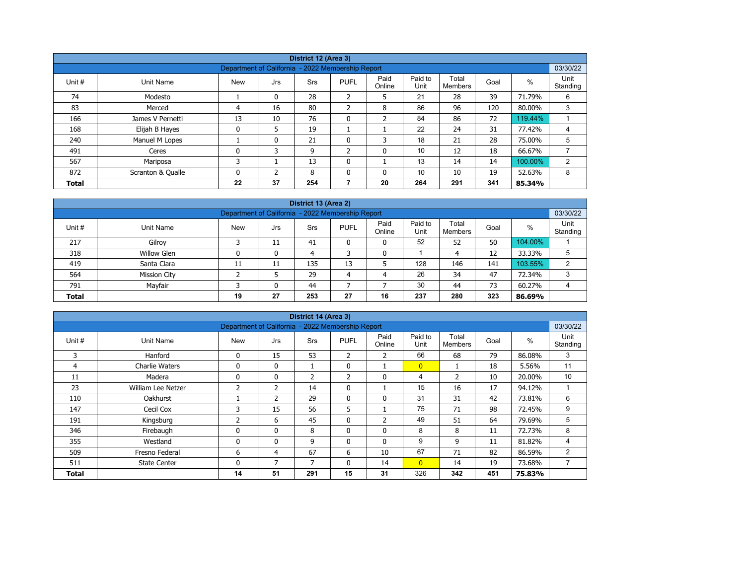| District 12 (Area 3) | | | | | | | | | | | |
|---|---|---|---|---|---|---|---|---|---|---|---|
| Department of California - 2022 Membership Report | | | | | | | | | | | 03/30/22 |
| Unit # | Unit Name | New | Jrs | Srs | PUFL | Paid Online | Paid to Unit | Total Members | Goal | % | Unit Standing |
| 74 | Modesto | 1 | 0 | 28 | 2 | 5 | 21 | 28 | 39 | 71.79% | 6 |
| 83 | Merced | 4 | 16 | 80 | 2 | 8 | 86 | 96 | 120 | 80.00% | 3 |
| 166 | James V Pernetti | 13 | 10 | 76 | 0 | 2 | 84 | 86 | 72 | 119.44% | 1 |
| 168 | Elijah B Hayes | 0 | 5 | 19 | 1 | 1 | 22 | 24 | 31 | 77.42% | 4 |
| 240 | Manuel M Lopes | 1 | 0 | 21 | 0 | 3 | 18 | 21 | 28 | 75.00% | 5 |
| 491 | Ceres | 0 | 3 | 9 | 2 | 0 | 10 | 12 | 18 | 66.67% | 7 |
| 567 | Mariposa | 3 | 1 | 13 | 0 | 1 | 13 | 14 | 14 | 100.00% | 2 |
| 872 | Scranton & Qualle | 0 | 2 | 8 | 0 | 0 | 10 | 10 | 19 | 52.63% | 8 |
| **Total** | | **22** | **37** | **254** | **7** | **20** | **264** | **291** | **341** | **85.34%** | |

| District 13 (Area 2) | | | | | | | | | | | |
|---|---|---|---|---|---|---|---|---|---|---|---|
| Department of California - 2022 Membership Report | | | | | | | | | | | 03/30/22 |
| Unit # | Unit Name | New | Jrs | Srs | PUFL | Paid Online | Paid to Unit | Total Members | Goal | % | Unit Standing |
| 217 | Gilroy | 3 | 11 | 41 | 0 | 0 | 52 | 52 | 50 | 104.00% | 1 |
| 318 | Willow Glen | 0 | 0 | 4 | 3 | 0 | 1 | 4 | 12 | 33.33% | 5 |
| 419 | Santa Clara | 11 | 11 | 135 | 13 | 5 | 128 | 146 | 141 | 103.55% | 2 |
| 564 | Mission City | 2 | 5 | 29 | 4 | 4 | 26 | 34 | 47 | 72.34% | 3 |
| 791 | Mayfair | 3 | 0 | 44 | 7 | 7 | 30 | 44 | 73 | 60.27% | 4 |
| **Total** | | **19** | **27** | **253** | **27** | **16** | **237** | **280** | **323** | **86.69%** | |

| District 14 (Area 3) | | | | | | | | | | | |
|---|---|---|---|---|---|---|---|---|---|---|---|
| Department of California - 2022 Membership Report | | | | | | | | | | | 03/30/22 |
| Unit # | Unit Name | New | Jrs | Srs | PUFL | Paid Online | Paid to Unit | Total Members | Goal | % | Unit Standing |
| 3 | Hanford | 0 | 15 | 53 | 2 | 2 | 66 | 68 | 79 | 86.08% | 3 |
| 4 | Charlie Waters | 0 | 0 | 1 | 0 | 1 | 0 | 1 | 18 | 5.56% | 11 |
| 11 | Madera | 0 | 0 | 2 | 2 | 0 | 4 | 2 | 10 | 20.00% | 10 |
| 23 | William Lee Netzer | 2 | 2 | 14 | 0 | 1 | 15 | 16 | 17 | 94.12% | 1 |
| 110 | Oakhurst | 1 | 2 | 29 | 0 | 0 | 31 | 31 | 42 | 73.81% | 6 |
| 147 | Cecil Cox | 3 | 15 | 56 | 5 | 1 | 75 | 71 | 98 | 72.45% | 9 |
| 191 | Kingsburg | 2 | 6 | 45 | 0 | 2 | 49 | 51 | 64 | 79.69% | 5 |
| 346 | Firebaugh | 0 | 0 | 8 | 0 | 0 | 8 | 8 | 11 | 72.73% | 8 |
| 355 | Westland | 0 | 0 | 9 | 0 | 0 | 9 | 9 | 11 | 81.82% | 4 |
| 509 | Fresno Federal | 6 | 4 | 67 | 6 | 10 | 67 | 71 | 82 | 86.59% | 2 |
| 511 | State Center | 0 | 7 | 7 | 0 | 14 | 0 | 14 | 19 | 73.68% | 7 |
| **Total** | | **14** | **51** | **291** | **15** | **31** | 326 | **342** | **451** | **75.83%** | |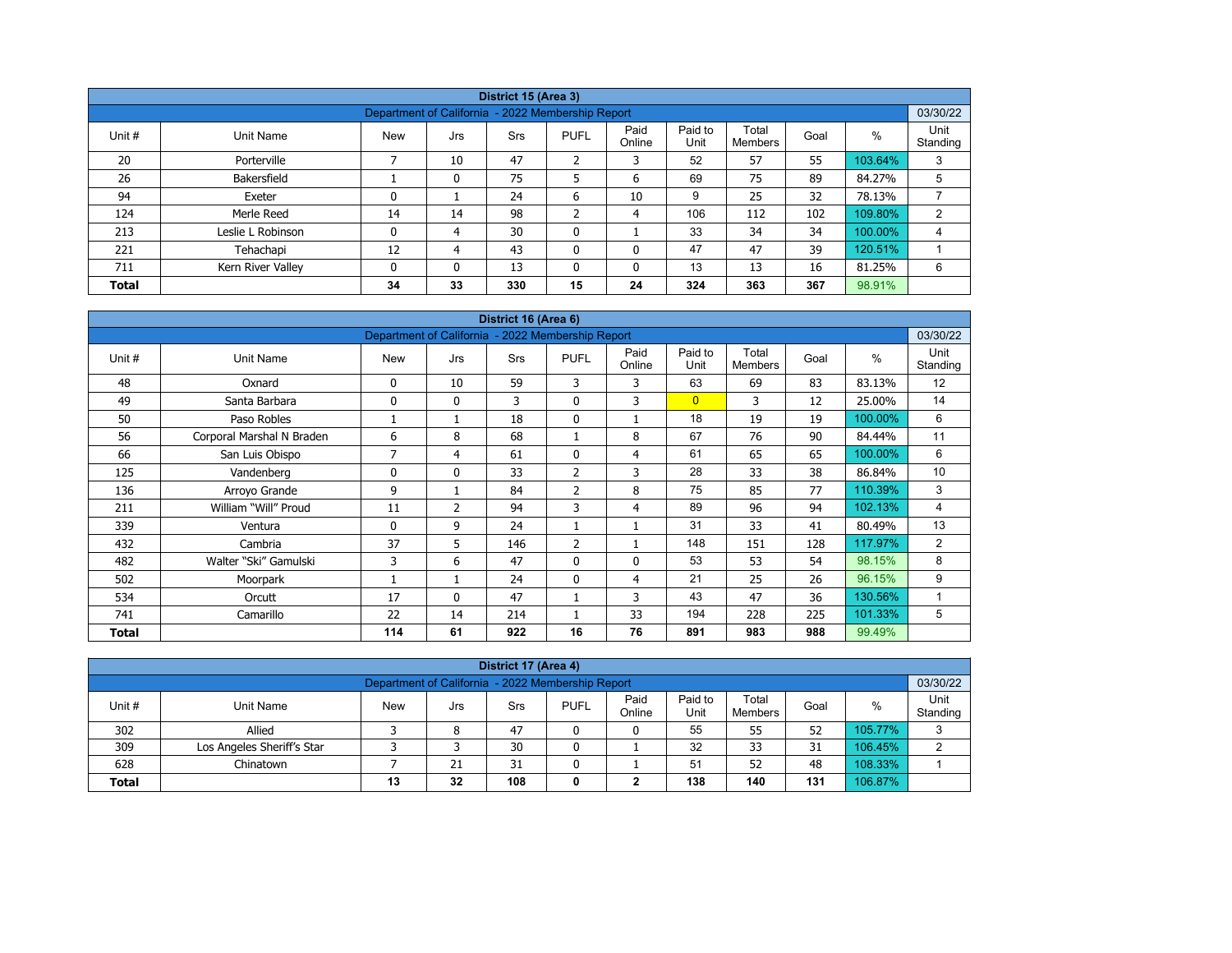| District 15 (Area 3) | | | | | | | | | | | |
|---|---|---|---|---|---|---|---|---|---|---|---|
| Department of California - 2022 Membership Report | | | | | | | | | | | 03/30/22 |
| Unit # | Unit Name | New | Jrs | Srs | PUFL | Paid Online | Paid to Unit | Total Members | Goal | % | Unit Standing |
| 20 | Porterville | 7 | 10 | 47 | 2 | 3 | 52 | 57 | 55 | 103.64% | 3 |
| 26 | Bakersfield | 1 | 0 | 75 | 5 | 6 | 69 | 75 | 89 | 84.27% | 5 |
| 94 | Exeter | 0 | 1 | 24 | 6 | 10 | 9 | 25 | 32 | 78.13% | 7 |
| 124 | Merle Reed | 14 | 14 | 98 | 2 | 4 | 106 | 112 | 102 | 109.80% | 2 |
| 213 | Leslie L Robinson | 0 | 4 | 30 | 0 | 1 | 33 | 34 | 34 | 100.00% | 4 |
| 221 | Tehachapi | 12 | 4 | 43 | 0 | 0 | 47 | 47 | 39 | 120.51% | 1 |
| 711 | Kern River Valley | 0 | 0 | 13 | 0 | 0 | 13 | 13 | 16 | 81.25% | 6 |
| **Total** | | **34** | **33** | **330** | **15** | **24** | **324** | **363** | **367** | 98.91% | |

| District 16 (Area 6) | | | | | | | | | | | |
|---|---|---|---|---|---|---|---|---|---|---|---|
| Department of California - 2022 Membership Report | | | | | | | | | | | 03/30/22 |
| Unit # | Unit Name | New | Jrs | Srs | PUFL | Paid Online | Paid to Unit | Total Members | Goal | % | Unit Standing |
| 48 | Oxnard | 0 | 10 | 59 | 3 | 3 | 63 | 69 | 83 | 83.13% | 12 |
| 49 | Santa Barbara | 0 | 0 | 3 | 0 | 3 | 0 | 3 | 12 | 25.00% | 14 |
| 50 | Paso Robles | 1 | 1 | 18 | 0 | 1 | 18 | 19 | 19 | 100.00% | 6 |
| 56 | Corporal Marshal N Braden | 6 | 8 | 68 | 1 | 8 | 67 | 76 | 90 | 84.44% | 11 |
| 66 | San Luis Obispo | 7 | 4 | 61 | 0 | 4 | 61 | 65 | 65 | 100.00% | 6 |
| 125 | Vandenberg | 0 | 0 | 33 | 2 | 3 | 28 | 33 | 38 | 86.84% | 10 |
| 136 | Arroyo Grande | 9 | 1 | 84 | 2 | 8 | 75 | 85 | 77 | 110.39% | 3 |
| 211 | William “Will” Proud | 11 | 2 | 94 | 3 | 4 | 89 | 96 | 94 | 102.13% | 4 |
| 339 | Ventura | 0 | 9 | 24 | 1 | 1 | 31 | 33 | 41 | 80.49% | 13 |
| 432 | Cambria | 37 | 5 | 146 | 2 | 1 | 148 | 151 | 128 | 117.97% | 2 |
| 482 | Walter “Ski” Gamulski | 3 | 6 | 47 | 0 | 0 | 53 | 53 | 54 | 98.15% | 8 |
| 502 | Moorpark | 1 | 1 | 24 | 0 | 4 | 21 | 25 | 26 | 96.15% | 9 |
| 534 | Orcutt | 17 | 0 | 47 | 1 | 3 | 43 | 47 | 36 | 130.56% | 1 |
| 741 | Camarillo | 22 | 14 | 214 | 1 | 33 | 194 | 228 | 225 | 101.33% | 5 |
| **Total** | | **114** | **61** | **922** | **16** | **76** | **891** | **983** | **988** | 99.49% | |

| District 17 (Area 4) | | | | | | | | | | | |
|---|---|---|---|---|---|---|---|---|---|---|---|
| Department of California - 2022 Membership Report | | | | | | | | | | | 03/30/22 |
| Unit # | Unit Name | New | Jrs | Srs | PUFL | Paid Online | Paid to Unit | Total Members | Goal | % | Unit Standing |
| 302 | Allied | 3 | 8 | 47 | 0 | 0 | 55 | 55 | 52 | 105.77% | 3 |
| 309 | Los Angeles Sheriff’s Star | 3 | 3 | 30 | 0 | 1 | 32 | 33 | 31 | 106.45% | 2 |
| 628 | Chinatown | 7 | 21 | 31 | 0 | 1 | 51 | 52 | 48 | 108.33% | 1 |
| **Total** | | **13** | **32** | **108** | **0** | **2** | **138** | **140** | **131** | 106.87% | |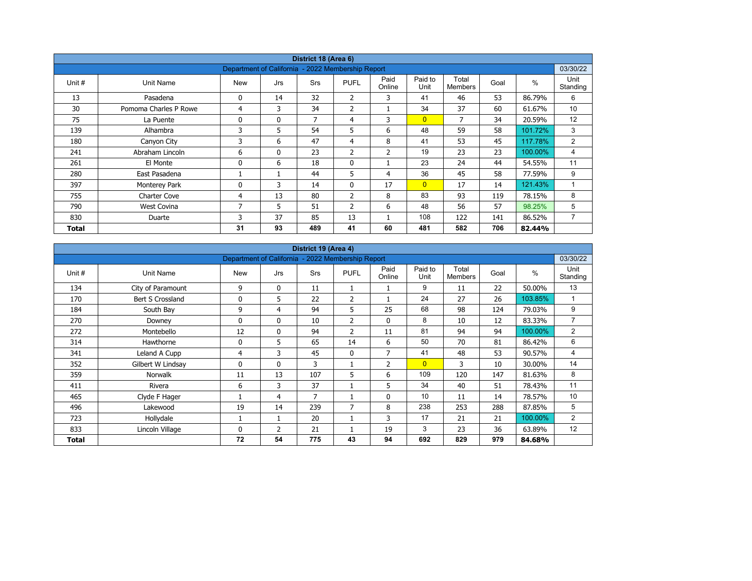| District 18 (Area 6) | | | | | | | | | | | |
|---|---|---|---|---|---|---|---|---|---|---|---|
| Department of California - 2022 Membership Report | | | | | | | | | | | 03/30/22 |
| Unit # | Unit Name | New | Jrs | Srs | PUFL | Paid Online | Paid to Unit | Total Members | Goal | % | Unit Standing |
| 13 | Pasadena | 0 | 14 | 32 | 2 | 3 | 41 | 46 | 53 | 86.79% | 6 |
| 30 | Pomona Charles P Rowe | 4 | 3 | 34 | 2 | 1 | 34 | 37 | 60 | 61.67% | 10 |
| 75 | La Puente | 0 | 0 | 7 | 4 | 3 | 0 | 7 | 34 | 20.59% | 12 |
| 139 | Alhambra | 3 | 5 | 54 | 5 | 6 | 48 | 59 | 58 | 101.72% | 3 |
| 180 | Canyon City | 3 | 6 | 47 | 4 | 8 | 41 | 53 | 45 | 117.78% | 2 |
| 241 | Abraham Lincoln | 6 | 0 | 23 | 2 | 2 | 19 | 23 | 23 | 100.00% | 4 |
| 261 | El Monte | 0 | 6 | 18 | 0 | 1 | 23 | 24 | 44 | 54.55% | 11 |
| 280 | East Pasadena | 1 | 1 | 44 | 5 | 4 | 36 | 45 | 58 | 77.59% | 9 |
| 397 | Monterey Park | 0 | 3 | 14 | 0 | 17 | 0 | 17 | 14 | 121.43% | 1 |
| 755 | Charter Cove | 4 | 13 | 80 | 2 | 8 | 83 | 93 | 119 | 78.15% | 8 |
| 790 | West Covina | 7 | 5 | 51 | 2 | 6 | 48 | 56 | 57 | 98.25% | 5 |
| 830 | Duarte | 3 | 37 | 85 | 13 | 1 | 108 | 122 | 141 | 86.52% | 7 |
| **Total** | | **31** | **93** | **489** | **41** | **60** | **481** | **582** | **706** | **82.44%** | |

| District 19 (Area 4) | | | | | | | | | | | |
|---|---|---|---|---|---|---|---|---|---|---|---|
| Department of California - 2022 Membership Report | | | | | | | | | | | 03/30/22 |
| Unit # | Unit Name | New | Jrs | Srs | PUFL | Paid Online | Paid to Unit | Total Members | Goal | % | Unit Standing |
| 134 | City of Paramount | 9 | 0 | 11 | 1 | 1 | 9 | 11 | 22 | 50.00% | 13 |
| 170 | Bert S Crossland | 0 | 5 | 22 | 2 | 1 | 24 | 27 | 26 | 103.85% | 1 |
| 184 | South Bay | 9 | 4 | 94 | 5 | 25 | 68 | 98 | 124 | 79.03% | 9 |
| 270 | Downey | 0 | 0 | 10 | 2 | 0 | 8 | 10 | 12 | 83.33% | 7 |
| 272 | Montebello | 12 | 0 | 94 | 2 | 11 | 81 | 94 | 94 | 100.00% | 2 |
| 314 | Hawthorne | 0 | 5 | 65 | 14 | 6 | 50 | 70 | 81 | 86.42% | 6 |
| 341 | Leland A Cupp | 4 | 3 | 45 | 0 | 7 | 41 | 48 | 53 | 90.57% | 4 |
| 352 | Gilbert W Lindsay | 0 | 0 | 3 | 1 | 2 | 0 | 3 | 10 | 30.00% | 14 |
| 359 | Norwalk | 11 | 13 | 107 | 5 | 6 | 109 | 120 | 147 | 81.63% | 8 |
| 411 | Rivera | 6 | 3 | 37 | 1 | 5 | 34 | 40 | 51 | 78.43% | 11 |
| 465 | Clyde F Hager | 1 | 4 | 7 | 1 | 0 | 10 | 11 | 14 | 78.57% | 10 |
| 496 | Lakewood | 19 | 14 | 239 | 7 | 8 | 238 | 253 | 288 | 87.85% | 5 |
| 723 | Hollydale | 1 | 1 | 20 | 1 | 3 | 17 | 21 | 21 | 100.00% | 2 |
| 833 | Lincoln Village | 0 | 2 | 21 | 1 | 19 | 3 | 23 | 36 | 63.89% | 12 |
| **Total** | | **72** | **54** | **775** | **43** | **94** | **692** | **829** | **979** | **84.68%** | |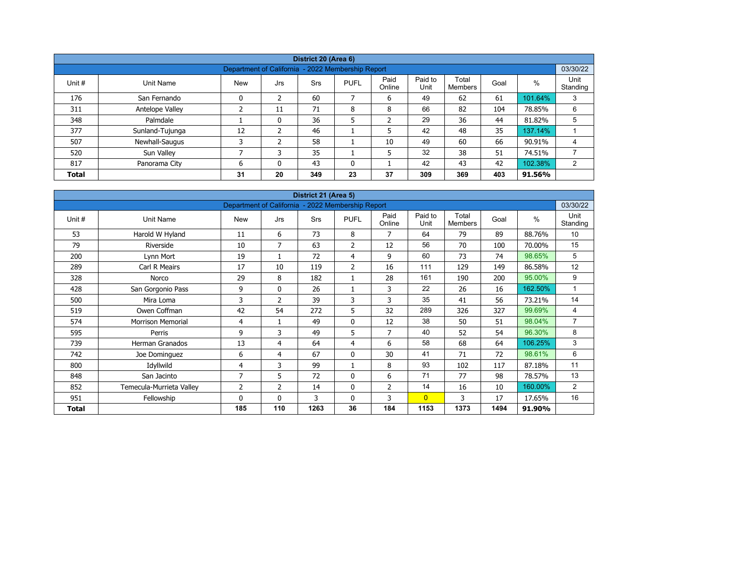| District 20 (Area 6) | | | | | | | | | | |
|---|---|---|---|---|---|---|---|---|---|---|
| Department of California - 2022 Membership Report | | | | | | | | | | 03/30/22 |
| Unit # | Unit Name | New | Jrs | Srs | PUFL | Paid Online | Paid to Unit | Total Members | Goal | % | Unit Standing |
| 176 | San Fernando | 0 | 2 | 60 | 7 | 6 | 49 | 62 | 61 | 101.64% | 3 |
| 311 | Antelope Valley | 2 | 11 | 71 | 8 | 8 | 66 | 82 | 104 | 78.85% | 6 |
| 348 | Palmdale | 1 | 0 | 36 | 5 | 2 | 29 | 36 | 44 | 81.82% | 5 |
| 377 | Sunland-Tujunga | 12 | 2 | 46 | 1 | 5 | 42 | 48 | 35 | 137.14% | 1 |
| 507 | Newhall-Saugus | 3 | 2 | 58 | 1 | 10 | 49 | 60 | 66 | 90.91% | 4 |
| 520 | Sun Valley | 7 | 3 | 35 | 1 | 5 | 32 | 38 | 51 | 74.51% | 7 |
| 817 | Panorama City | 6 | 0 | 43 | 0 | 1 | 42 | 43 | 42 | 102.38% | 2 |
| **Total** | | **31** | **20** | **349** | **23** | **37** | **309** | **369** | **403** | **91.56%** | |

| District 21 (Area 5) | | | | | | | | | | | |
|---|---|---|---|---|---|---|---|---|---|---|---|
| Department of California - 2022 Membership Report | | | | | | | | | | | 03/30/22 |
| Unit # | Unit Name | New | Jrs | Srs | PUFL | Paid Online | Paid to Unit | Total Members | Goal | % | Unit Standing |
| 53 | Harold W Hyland | 11 | 6 | 73 | 8 | 7 | 64 | 79 | 89 | 88.76% | 10 |
| 79 | Riverside | 10 | 7 | 63 | 2 | 12 | 56 | 70 | 100 | 70.00% | 15 |
| 200 | Lynn Mort | 19 | 1 | 72 | 4 | 9 | 60 | 73 | 74 | 98.65% | 5 |
| 289 | Carl R Meairs | 17 | 10 | 119 | 2 | 16 | 111 | 129 | 149 | 86.58% | 12 |
| 328 | Norco | 29 | 8 | 182 | 1 | 28 | 161 | 190 | 200 | 95.00% | 9 |
| 428 | San Gorgonio Pass | 9 | 0 | 26 | 1 | 3 | 22 | 26 | 16 | 162.50% | 1 |
| 500 | Mira Loma | 3 | 2 | 39 | 3 | 3 | 35 | 41 | 56 | 73.21% | 14 |
| 519 | Owen Coffman | 42 | 54 | 272 | 5 | 32 | 289 | 326 | 327 | 99.69% | 4 |
| 574 | Morrison Memorial | 4 | 1 | 49 | 0 | 12 | 38 | 50 | 51 | 98.04% | 7 |
| 595 | Perris | 9 | 3 | 49 | 5 | 7 | 40 | 52 | 54 | 96.30% | 8 |
| 739 | Herman Granados | 13 | 4 | 64 | 4 | 6 | 58 | 68 | 64 | 106.25% | 3 |
| 742 | Joe Dominguez | 6 | 4 | 67 | 0 | 30 | 41 | 71 | 72 | 98.61% | 6 |
| 800 | Idyllwild | 4 | 3 | 99 | 1 | 8 | 93 | 102 | 117 | 87.18% | 11 |
| 848 | San Jacinto | 7 | 5 | 72 | 0 | 6 | 71 | 77 | 98 | 78.57% | 13 |
| 852 | Temecula-Murrieta Valley | 2 | 2 | 14 | 0 | 2 | 14 | 16 | 10 | 160.00% | 2 |
| 951 | Fellowship | 0 | 0 | 3 | 0 | 3 | 0 | 3 | 17 | 17.65% | 16 |
| **Total** | | **185** | **110** | **1263** | **36** | **184** | **1153** | **1373** | **1494** | **91.90%** | |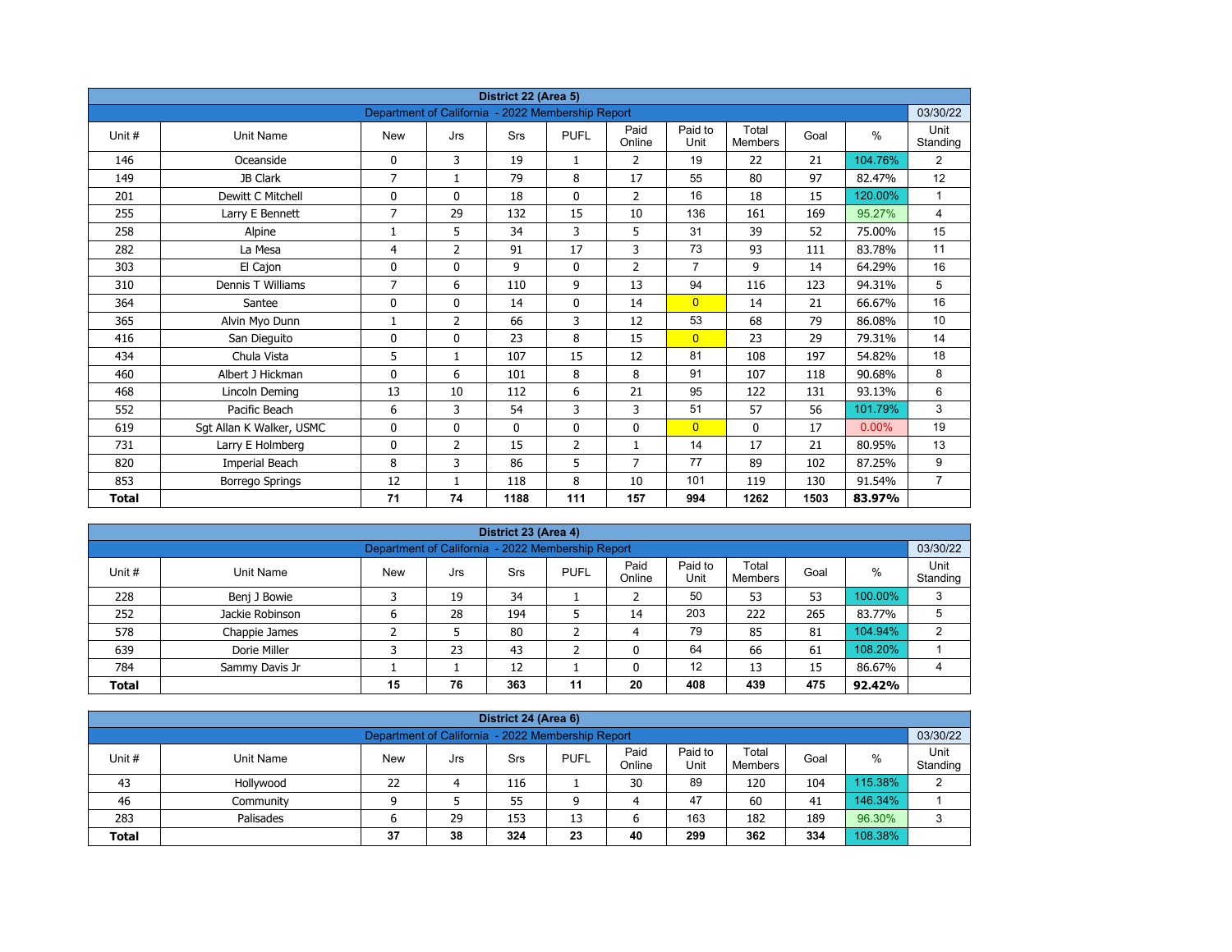## District 22 (Area 5)

| Department of California - 2022 Membership Report | | | | | | | | | | | 03/30/22 |
|---|---|---|---|---|---|---|---|---|---|---|---|
| Unit # | Unit Name | New | Jrs | Srs | PUFL | Paid Online | Paid to Unit | Total Members | Goal | % | Unit Standing |
| 146 | Oceanside | 0 | 3 | 19 | 1 | 2 | 19 | 22 | 21 | 104.76% | 2 |
| 149 | JB Clark | 7 | 1 | 79 | 8 | 17 | 55 | 80 | 97 | 82.47% | 12 |
| 201 | Dewitt C Mitchell | 0 | 0 | 18 | 0 | 2 | 16 | 18 | 15 | 120.00% | 1 |
| 255 | Larry E Bennett | 7 | 29 | 132 | 15 | 10 | 136 | 161 | 169 | 95.27% | 4 |
| 258 | Alpine | 1 | 5 | 34 | 3 | 5 | 31 | 39 | 52 | 75.00% | 15 |
| 282 | La Mesa | 4 | 2 | 91 | 17 | 3 | 73 | 93 | 111 | 83.78% | 11 |
| 303 | El Cajon | 0 | 0 | 9 | 0 | 2 | 7 | 9 | 14 | 64.29% | 16 |
| 310 | Dennis T Williams | 7 | 6 | 110 | 9 | 13 | 94 | 116 | 123 | 94.31% | 5 |
| 364 | Santee | 0 | 0 | 14 | 0 | 14 | 0 | 14 | 21 | 66.67% | 16 |
| 365 | Alvin Myo Dunn | 1 | 2 | 66 | 3 | 12 | 53 | 68 | 79 | 86.08% | 10 |
| 416 | San Dieguito | 0 | 0 | 23 | 8 | 15 | 0 | 23 | 29 | 79.31% | 14 |
| 434 | Chula Vista | 5 | 1 | 107 | 15 | 12 | 81 | 108 | 197 | 54.82% | 18 |
| 460 | Albert J Hickman | 0 | 6 | 101 | 8 | 8 | 91 | 107 | 118 | 90.68% | 8 |
| 468 | Lincoln Deming | 13 | 10 | 112 | 6 | 21 | 95 | 122 | 131 | 93.13% | 6 |
| 552 | Pacific Beach | 6 | 3 | 54 | 3 | 3 | 51 | 57 | 56 | 101.79% | 3 |
| 619 | Sgt Allan K Walker, USMC | 0 | 0 | 0 | 0 | 0 | 0 | 0 | 17 | 0.00% | 19 |
| 731 | Larry E Holmberg | 0 | 2 | 15 | 2 | 1 | 14 | 17 | 21 | 80.95% | 13 |
| 820 | Imperial Beach | 8 | 3 | 86 | 5 | 7 | 77 | 89 | 102 | 87.25% | 9 |
| 853 | Borrego Springs | 12 | 1 | 118 | 8 | 10 | 101 | 119 | 130 | 91.54% | 7 |
| **Total** | | **71** | **74** | **1188** | **111** | **157** | **994** | **1262** | **1503** | **83.97%** | |

## District 23 (Area 4)

| Department of California - 2022 Membership Report | | | | | | | | | | | 03/30/22 |
|---|---|---|---|---|---|---|---|---|---|---|---|
| Unit # | Unit Name | New | Jrs | Srs | PUFL | Paid Online | Paid to Unit | Total Members | Goal | % | Unit Standing |
| 228 | Benj J Bowie | 3 | 19 | 34 | 1 | 2 | 50 | 53 | 53 | 100.00% | 3 |
| 252 | Jackie Robinson | 6 | 28 | 194 | 5 | 14 | 203 | 222 | 265 | 83.77% | 5 |
| 578 | Chappie James | 2 | 5 | 80 | 2 | 4 | 79 | 85 | 81 | 104.94% | 2 |
| 639 | Dorie Miller | 3 | 23 | 43 | 2 | 0 | 64 | 66 | 61 | 108.20% | 1 |
| 784 | Sammy Davis Jr | 1 | 1 | 12 | 1 | 0 | 12 | 13 | 15 | 86.67% | 4 |
| **Total** | | **15** | **76** | **363** | **11** | **20** | **408** | **439** | **475** | **92.42%** | |

## District 24 (Area 6)

| Department of California - 2022 Membership Report | | | | | | | | | | | 03/30/22 |
|---|---|---|---|---|---|---|---|---|---|---|---|
| Unit # | Unit Name | New | Jrs | Srs | PUFL | Paid Online | Paid to Unit | Total Members | Goal | % | Unit Standing |
| 43 | Hollywood | 22 | 4 | 116 | 1 | 30 | 89 | 120 | 104 | 115.38% | 2 |
| 46 | Community | 9 | 5 | 55 | 9 | 4 | 47 | 60 | 41 | 146.34% | 1 |
| 283 | Palisades | 6 | 29 | 153 | 13 | 6 | 163 | 182 | 189 | 96.30% | 3 |
| **Total** | | **37** | **38** | **324** | **23** | **40** | **299** | **362** | **334** | **108.38%** | |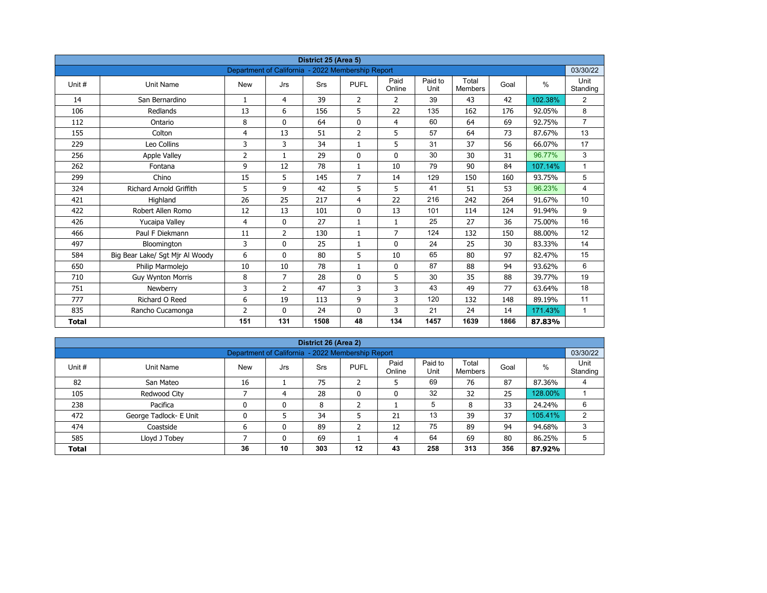| District 25 (Area 5) | | | | | | | | | | | |
|---|---|---|---|---|---|---|---|---|---|---|---|
| Department of California - 2022 Membership Report | | | | | | | | | | | 03/30/22 |
| Unit # | Unit Name | New | Jrs | Srs | PUFL | Paid Online | Paid to Unit | Total Members | Goal | % | Unit Standing |
| 14 | San Bernardino | 1 | 4 | 39 | 2 | 2 | 39 | 43 | 42 | 102.38% | 2 |
| 106 | Redlands | 13 | 6 | 156 | 5 | 22 | 135 | 162 | 176 | 92.05% | 8 |
| 112 | Ontario | 8 | 0 | 64 | 0 | 4 | 60 | 64 | 69 | 92.75% | 7 |
| 155 | Colton | 4 | 13 | 51 | 2 | 5 | 57 | 64 | 73 | 87.67% | 13 |
| 229 | Leo Collins | 3 | 3 | 34 | 1 | 5 | 31 | 37 | 56 | 66.07% | 17 |
| 256 | Apple Valley | 2 | 1 | 29 | 0 | 0 | 30 | 30 | 31 | 96.77% | 3 |
| 262 | Fontana | 9 | 12 | 78 | 1 | 10 | 79 | 90 | 84 | 107.14% | 1 |
| 299 | Chino | 15 | 5 | 145 | 7 | 14 | 129 | 150 | 160 | 93.75% | 5 |
| 324 | Richard Arnold Griffith | 5 | 9 | 42 | 5 | 5 | 41 | 51 | 53 | 96.23% | 4 |
| 421 | Highland | 26 | 25 | 217 | 4 | 22 | 216 | 242 | 264 | 91.67% | 10 |
| 422 | Robert Allen Romo | 12 | 13 | 101 | 0 | 13 | 101 | 114 | 124 | 91.94% | 9 |
| 426 | Yucaipa Valley | 4 | 0 | 27 | 1 | 1 | 25 | 27 | 36 | 75.00% | 16 |
| 466 | Paul F Diekmann | 11 | 2 | 130 | 1 | 7 | 124 | 132 | 150 | 88.00% | 12 |
| 497 | Bloomington | 3 | 0 | 25 | 1 | 0 | 24 | 25 | 30 | 83.33% | 14 |
| 584 | Big Bear Lake/ Sgt Mjr Al Woody | 6 | 0 | 80 | 5 | 10 | 65 | 80 | 97 | 82.47% | 15 |
| 650 | Philip Marmolejo | 10 | 10 | 78 | 1 | 0 | 87 | 88 | 94 | 93.62% | 6 |
| 710 | Guy Wynton Morris | 8 | 7 | 28 | 0 | 5 | 30 | 35 | 88 | 39.77% | 19 |
| 751 | Newberry | 3 | 2 | 47 | 3 | 3 | 43 | 49 | 77 | 63.64% | 18 |
| 777 | Richard O Reed | 6 | 19 | 113 | 9 | 3 | 120 | 132 | 148 | 89.19% | 11 |
| 835 | Rancho Cucamonga | 2 | 0 | 24 | 0 | 3 | 21 | 24 | 14 | 171.43% | 1 |
| **Total** | | **151** | **131** | **1508** | **48** | **134** | **1457** | **1639** | **1866** | **87.83%** | |

| District 26 (Area 2) | | | | | | | | | | | |
|---|---|---|---|---|---|---|---|---|---|---|---|
| Department of California - 2022 Membership Report | | | | | | | | | | | 03/30/22 |
| Unit # | Unit Name | New | Jrs | Srs | PUFL | Paid Online | Paid to Unit | Total Members | Goal | % | Unit Standing |
| 82 | San Mateo | 16 | 1 | 75 | 2 | 5 | 69 | 76 | 87 | 87.36% | 4 |
| 105 | Redwood City | 7 | 4 | 28 | 0 | 0 | 32 | 32 | 25 | 128.00% | 1 |
| 238 | Pacifica | 0 | 0 | 8 | 2 | 1 | 5 | 8 | 33 | 24.24% | 6 |
| 472 | George Tadlock- E Unit | 0 | 5 | 34 | 5 | 21 | 13 | 39 | 37 | 105.41% | 2 |
| 474 | Coastside | 6 | 0 | 89 | 2 | 12 | 75 | 89 | 94 | 94.68% | 3 |
| 585 | Lloyd J Tobey | 7 | 0 | 69 | 1 | 4 | 64 | 69 | 80 | 86.25% | 5 |
| **Total** | | **36** | **10** | **303** | **12** | **43** | **258** | **313** | **356** | **87.92%** | |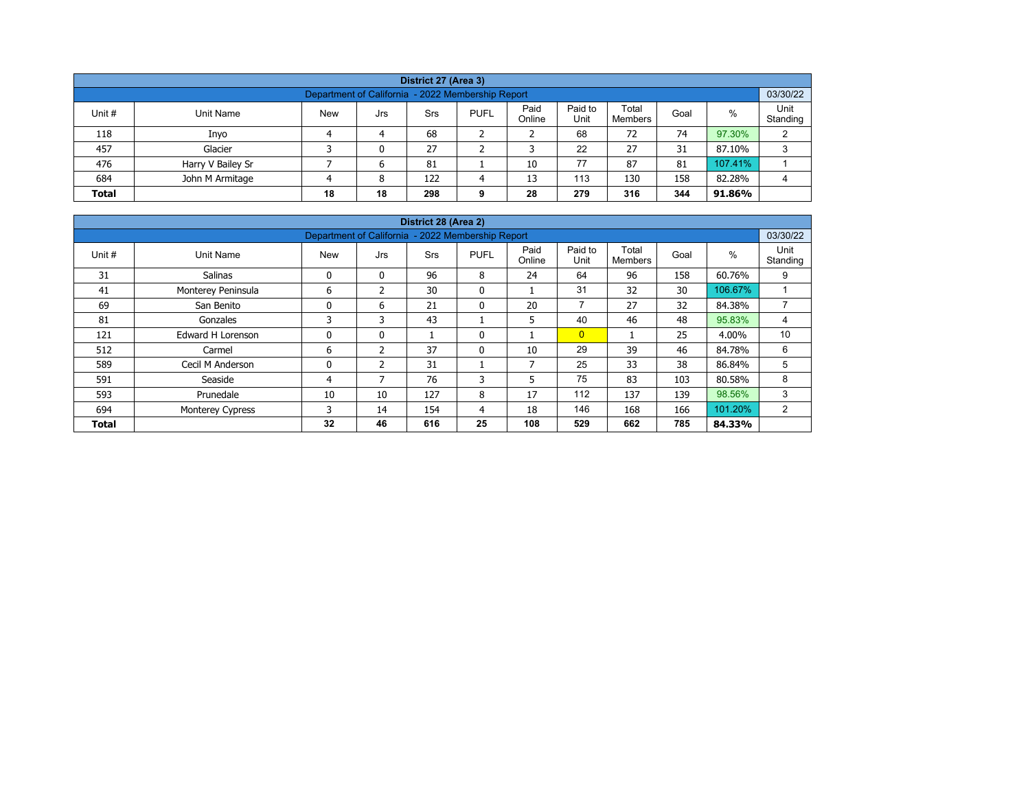| District 27 (Area 3) | | | | | | | | | | | |
|---|---|---|---|---|---|---|---|---|---|---|---|
| Department of California - 2022 Membership Report | | | | | | | | | | | 03/30/22 |
| Unit # | Unit Name | New | Jrs | Srs | PUFL | Paid Online | Paid to Unit | Total Members | Goal | % | Unit Standing |
| 118 | Inyo | 4 | 4 | 68 | 2 | 2 | 68 | 72 | 74 | 97.30% | 2 |
| 457 | Glacier | 3 | 0 | 27 | 2 | 3 | 22 | 27 | 31 | 87.10% | 3 |
| 476 | Harry V Bailey Sr | 7 | 6 | 81 | 1 | 10 | 77 | 87 | 81 | 107.41% | 1 |
| 684 | John M Armitage | 4 | 8 | 122 | 4 | 13 | 113 | 130 | 158 | 82.28% | 4 |
| **Total** | | **18** | **18** | **298** | **9** | **28** | **279** | **316** | **344** | **91.86%** | |

| District 28 (Area 2) | | | | | | | | | | | |
|---|---|---|---|---|---|---|---|---|---|---|---|
| Department of California - 2022 Membership Report | | | | | | | | | | | 03/30/22 |
| Unit # | Unit Name | New | Jrs | Srs | PUFL | Paid Online | Paid to Unit | Total Members | Goal | % | Unit Standing |
| 31 | Salinas | 0 | 0 | 96 | 8 | 24 | 64 | 96 | 158 | 60.76% | 9 |
| 41 | Monterey Peninsula | 6 | 2 | 30 | 0 | 1 | 31 | 32 | 30 | 106.67% | 1 |
| 69 | San Benito | 0 | 6 | 21 | 0 | 20 | 7 | 27 | 32 | 84.38% | 7 |
| 81 | Gonzales | 3 | 3 | 43 | 1 | 5 | 40 | 46 | 48 | 95.83% | 4 |
| 121 | Edward H Lorenson | 0 | 0 | 1 | 0 | 1 | 0 | 1 | 25 | 4.00% | 10 |
| 512 | Carmel | 6 | 2 | 37 | 0 | 10 | 29 | 39 | 46 | 84.78% | 6 |
| 589 | Cecil M Anderson | 0 | 2 | 31 | 1 | 7 | 25 | 33 | 38 | 86.84% | 5 |
| 591 | Seaside | 4 | 7 | 76 | 3 | 5 | 75 | 83 | 103 | 80.58% | 8 |
| 593 | Prunedale | 10 | 10 | 127 | 8 | 17 | 112 | 137 | 139 | 98.56% | 3 |
| 694 | Monterey Cypress | 3 | 14 | 154 | 4 | 18 | 146 | 168 | 166 | 101.20% | 2 |
| **Total** | | **32** | **46** | **616** | **25** | **108** | **529** | **662** | **785** | **84.33%** | |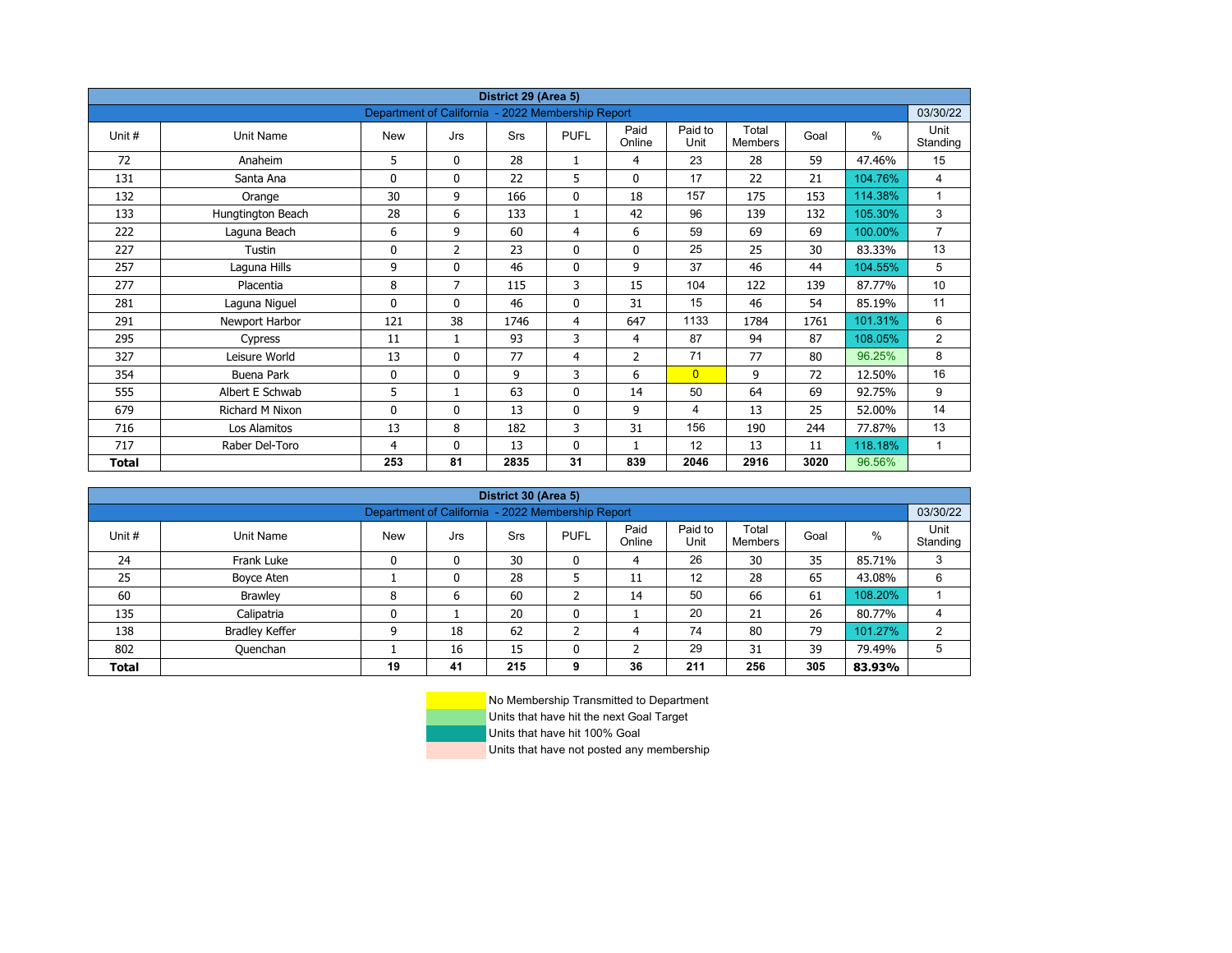| District 29 (Area 5) | | | | | | | | | | | |
|---|---|---|---|---|---|---|---|---|---|---|---|
| Department of California - 2022 Membership Report | | | | | | | | | | | 03/30/22 |
| Unit # | Unit Name | New | Jrs | Srs | PUFL | Paid Online | Paid to Unit | Total Members | Goal | % | Unit Standing |
| 72 | Anaheim | 5 | 0 | 28 | 1 | 4 | 23 | 28 | 59 | 47.46% | 15 |
| 131 | Santa Ana | 0 | 0 | 22 | 5 | 0 | 17 | 22 | 21 | 104.76% | 4 |
| 132 | Orange | 30 | 9 | 166 | 0 | 18 | 157 | 175 | 153 | 114.38% | 1 |
| 133 | Hungtington Beach | 28 | 6 | 133 | 1 | 42 | 96 | 139 | 132 | 105.30% | 3 |
| 222 | Laguna Beach | 6 | 9 | 60 | 4 | 6 | 59 | 69 | 69 | 100.00% | 7 |
| 227 | Tustin | 0 | 2 | 23 | 0 | 0 | 25 | 25 | 30 | 83.33% | 13 |
| 257 | Laguna Hills | 9 | 0 | 46 | 0 | 9 | 37 | 46 | 44 | 104.55% | 5 |
| 277 | Placentia | 8 | 7 | 115 | 3 | 15 | 104 | 122 | 139 | 87.77% | 10 |
| 281 | Laguna Niguel | 0 | 0 | 46 | 0 | 31 | 15 | 46 | 54 | 85.19% | 11 |
| 291 | Newport Harbor | 121 | 38 | 1746 | 4 | 647 | 1133 | 1784 | 1761 | 101.31% | 6 |
| 295 | Cypress | 11 | 1 | 93 | 3 | 4 | 87 | 94 | 87 | 108.05% | 2 |
| 327 | Leisure World | 13 | 0 | 77 | 4 | 2 | 71 | 77 | 80 | 96.25% | 8 |
| 354 | Buena Park | 0 | 0 | 9 | 3 | 6 | 0 | 9 | 72 | 12.50% | 16 |
| 555 | Albert E Schwab | 5 | 1 | 63 | 0 | 14 | 50 | 64 | 69 | 92.75% | 9 |
| 679 | Richard M Nixon | 0 | 0 | 13 | 0 | 9 | 4 | 13 | 25 | 52.00% | 14 |
| 716 | Los Alamitos | 13 | 8 | 182 | 3 | 31 | 156 | 190 | 244 | 77.87% | 13 |
| 717 | Raber Del-Toro | 4 | 0 | 13 | 0 | 1 | 12 | 13 | 11 | 118.18% | 1 |
| **Total** | | **253** | **81** | **2835** | **31** | **839** | **2046** | **2916** | **3020** | 96.56% | |

| District 30 (Area 5) | | | | | | | | | | | |
|---|---|---|---|---|---|---|---|---|---|---|---|
| Department of California - 2022 Membership Report | | | | | | | | | | | 03/30/22 |
| Unit # | Unit Name | New | Jrs | Srs | PUFL | Paid Online | Paid to Unit | Total Members | Goal | % | Unit Standing |
| 24 | Frank Luke | 0 | 0 | 30 | 0 | 4 | 26 | 30 | 35 | 85.71% | 3 |
| 25 | Boyce Aten | 1 | 0 | 28 | 5 | 11 | 12 | 28 | 65 | 43.08% | 6 |
| 60 | Brawley | 8 | 6 | 60 | 2 | 14 | 50 | 66 | 61 | 108.20% | 1 |
| 135 | Calipatria | 0 | 1 | 20 | 0 | 1 | 20 | 21 | 26 | 80.77% | 4 |
| 138 | Bradley Keffer | 9 | 18 | 62 | 2 | 4 | 74 | 80 | 79 | 101.27% | 2 |
| 802 | Quenchan | 1 | 16 | 15 | 0 | 2 | 29 | 31 | 39 | 79.49% | 5 |
| **Total** | | **19** | **41** | **215** | **9** | **36** | **211** | **256** | **305** | **83.93%** | |

No Membership Transmitted to Department

Units that have hit the next Goal Target

Units that have hit 100% Goal

Units that have not posted any membership